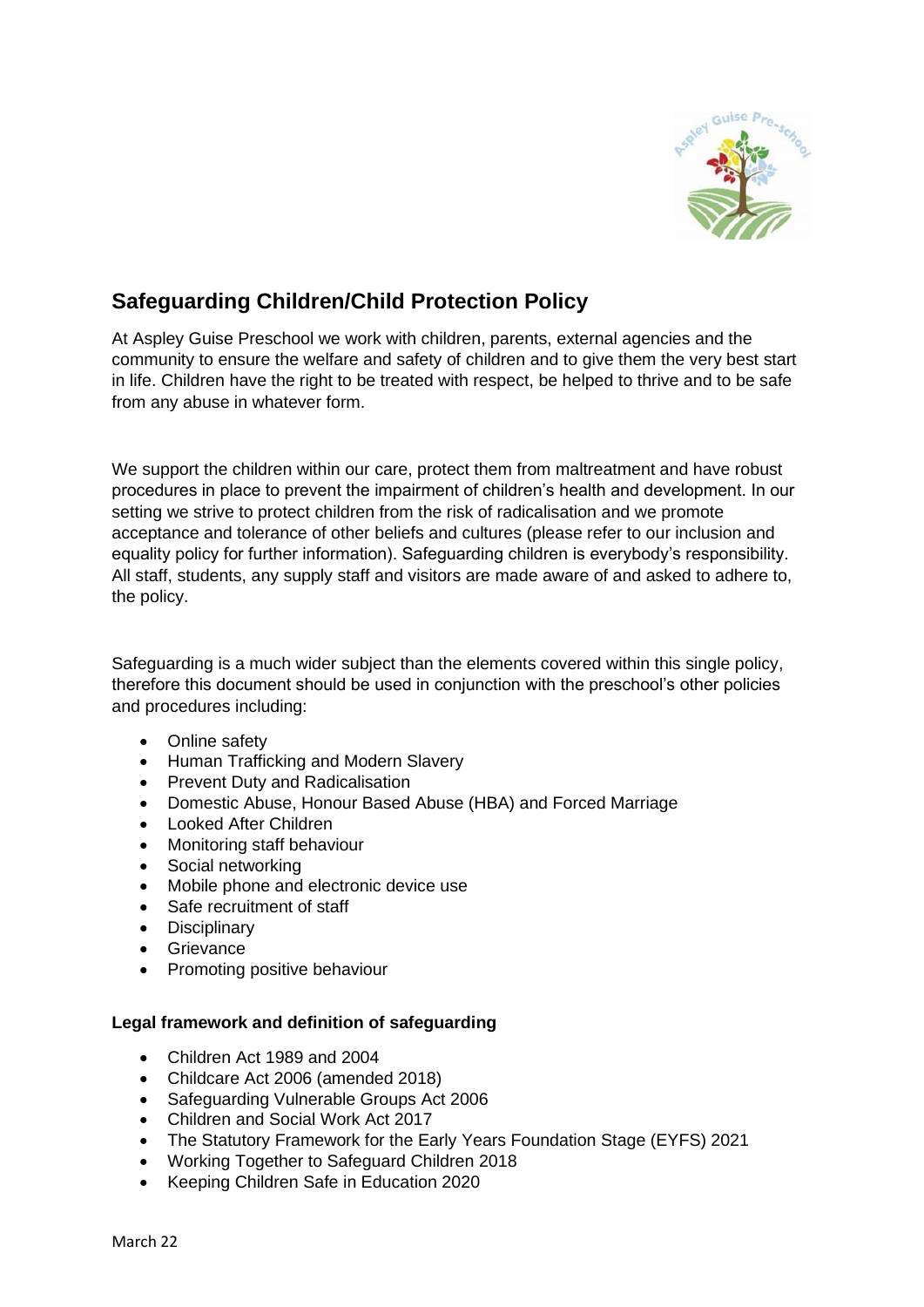## Safeguarding Children/Child Protection Policy

At Aspley Guise Preschool we work with children, parents, external agencies and the community to ensure the welfare and safety of children and to give them the very best start in life. Children have the right to be treated with respect, be helped to thrive and to be safe from any abuse in whatever form.

We support the children within our care, protect them from maltreatment and have robust procedures in place to prevent the impairment of children's health and development. In our setting we strive to protect children from the risk of radicalisation and we promote acceptance and tolerance of other beliefs and cultures (please refer to our inclusion and equality policy for further information). Safeguarding children is everybody's responsibility. All staff, students, any supply staff and visitors are made aware of and asked to adhere to, the policy.

Safeguarding is a much wider subject than the elements covered within this single policy, therefore this document should be used in conjunction with the preschool's other policies and procedures including:

- Online safety
- Human Trafficking and Modern Slavery
- Prevent Duty and Radicalisation
- Domestic Abuse, Honour Based Abuse (HBA) and Forced Marriage
- Looked After Children
- Monitoring staff behaviour
- Social networking
- Mobile phone and electronic device use
- Safe recruitment of staff
- Disciplinary
- Grievance
- Promoting positive behaviour

**Legal framework and definition of safeguarding**

- Children Act 1989 and 2004
- Childcare Act 2006 (amended 2018)
- Safeguarding Vulnerable Groups Act 2006
- Children and Social Work Act 2017
- The Statutory Framework for the Early Years Foundation Stage (EYFS) 2021
- Working Together to Safeguard Children 2018
- Keeping Children Safe in Education 2020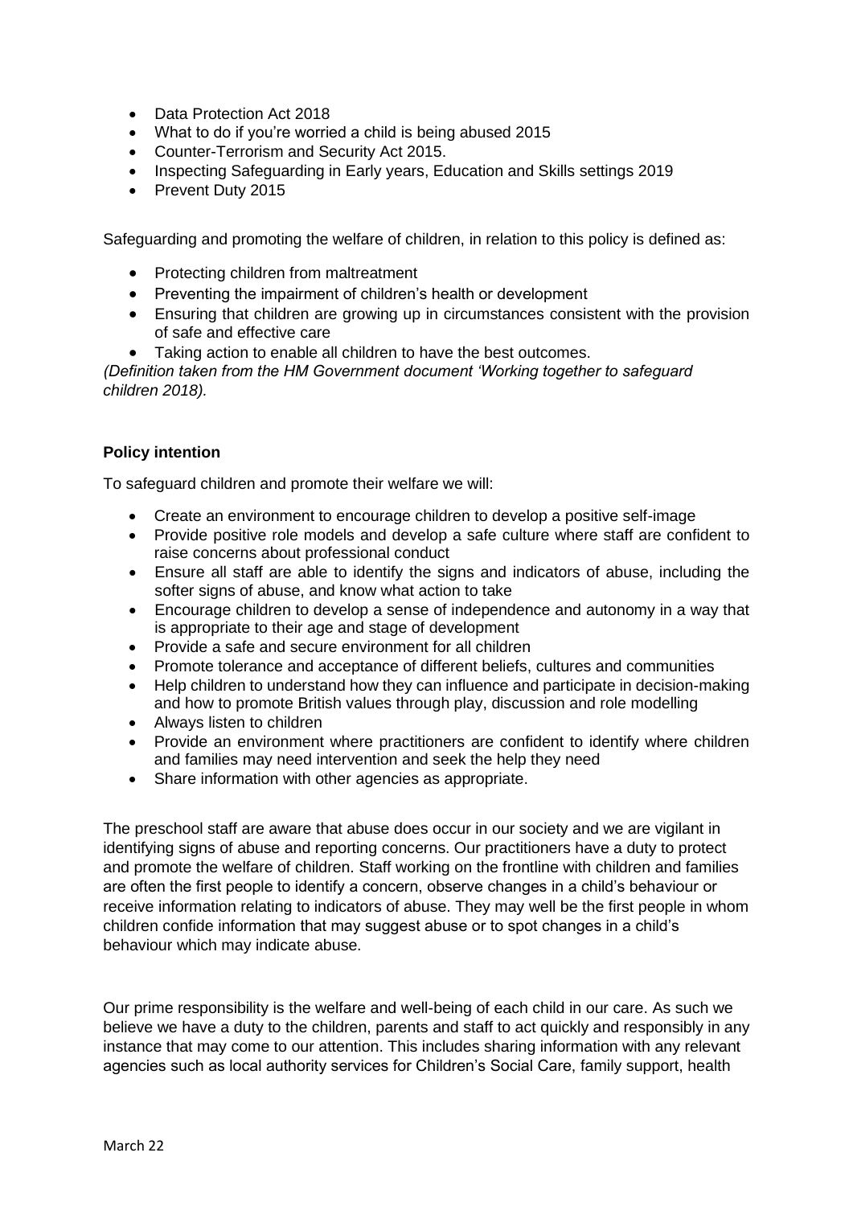- Data Protection Act 2018
- What to do if you're worried a child is being abused 2015
- Counter-Terrorism and Security Act 2015.
- Inspecting Safeguarding in Early years, Education and Skills settings 2019
- Prevent Duty 2015

Safeguarding and promoting the welfare of children, in relation to this policy is defined as:

- Protecting children from maltreatment
- Preventing the impairment of children's health or development
- Ensuring that children are growing up in circumstances consistent with the provision of safe and effective care
- Taking action to enable all children to have the best outcomes.

*(Definition taken from the HM Government document 'Working together to safeguard children 2018).*

**Policy intention**

To safeguard children and promote their welfare we will:

- Create an environment to encourage children to develop a positive self-image
- Provide positive role models and develop a safe culture where staff are confident to raise concerns about professional conduct
- Ensure all staff are able to identify the signs and indicators of abuse, including the softer signs of abuse, and know what action to take
- Encourage children to develop a sense of independence and autonomy in a way that is appropriate to their age and stage of development
- Provide a safe and secure environment for all children
- Promote tolerance and acceptance of different beliefs, cultures and communities
- Help children to understand how they can influence and participate in decision-making and how to promote British values through play, discussion and role modelling
- Always listen to children
- Provide an environment where practitioners are confident to identify where children and families may need intervention and seek the help they need
- Share information with other agencies as appropriate.

The preschool staff are aware that abuse does occur in our society and we are vigilant in identifying signs of abuse and reporting concerns. Our practitioners have a duty to protect and promote the welfare of children. Staff working on the frontline with children and families are often the first people to identify a concern, observe changes in a child's behaviour or receive information relating to indicators of abuse. They may well be the first people in whom children confide information that may suggest abuse or to spot changes in a child's behaviour which may indicate abuse.

Our prime responsibility is the welfare and well-being of each child in our care. As such we believe we have a duty to the children, parents and staff to act quickly and responsibly in any instance that may come to our attention. This includes sharing information with any relevant agencies such as local authority services for Children's Social Care, family support, health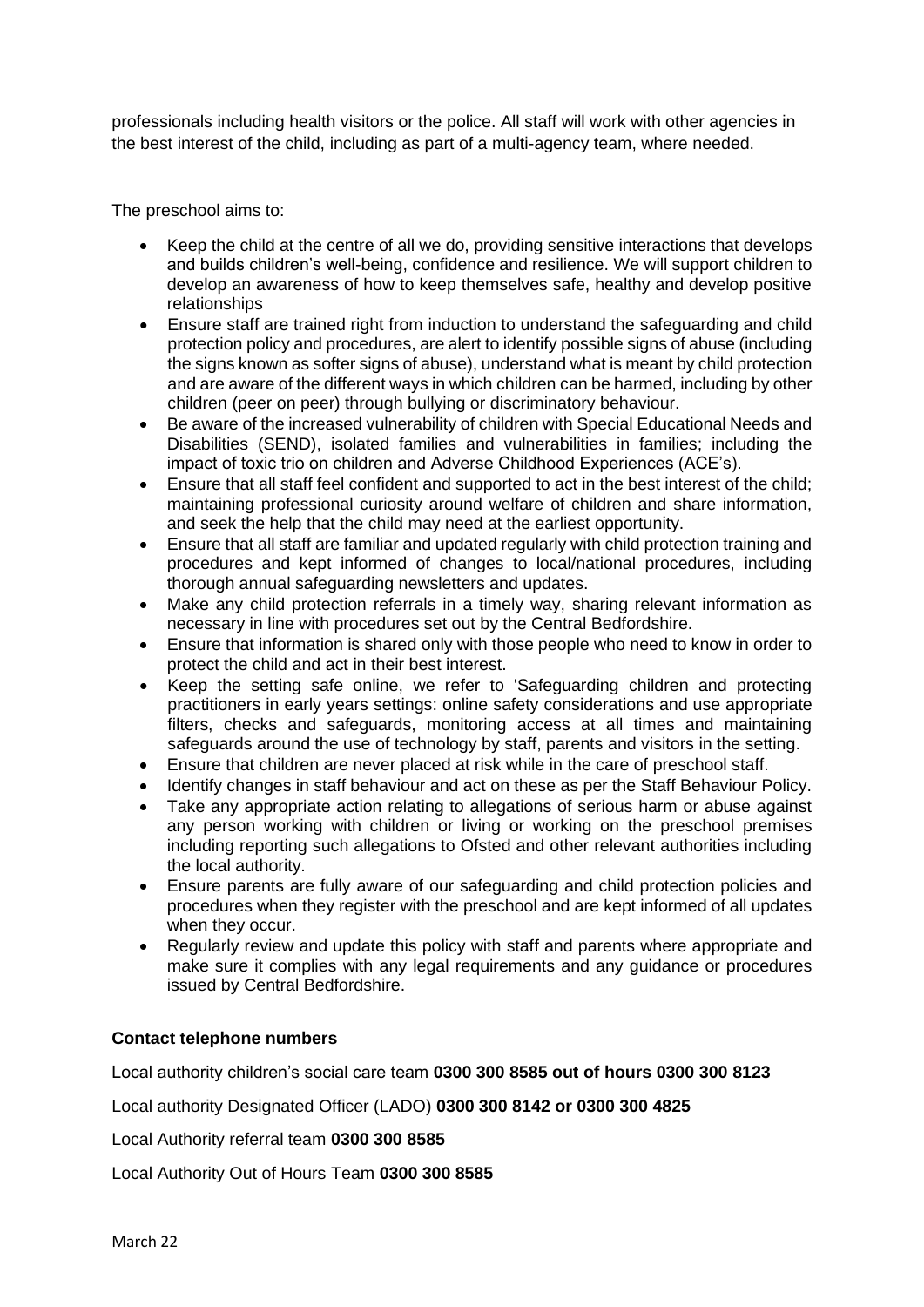professionals including health visitors or the police. All staff will work with other agencies in the best interest of the child, including as part of a multi-agency team, where needed.

The preschool aims to:

- Keep the child at the centre of all we do, providing sensitive interactions that develops and builds children's well-being, confidence and resilience. We will support children to develop an awareness of how to keep themselves safe, healthy and develop positive relationships
- Ensure staff are trained right from induction to understand the safeguarding and child protection policy and procedures, are alert to identify possible signs of abuse (including the signs known as softer signs of abuse), understand what is meant by child protection and are aware of the different ways in which children can be harmed, including by other children (peer on peer) through bullying or discriminatory behaviour.
- Be aware of the increased vulnerability of children with Special Educational Needs and Disabilities (SEND), isolated families and vulnerabilities in families; including the impact of toxic trio on children and Adverse Childhood Experiences (ACE's).
- Ensure that all staff feel confident and supported to act in the best interest of the child; maintaining professional curiosity around welfare of children and share information, and seek the help that the child may need at the earliest opportunity.
- Ensure that all staff are familiar and updated regularly with child protection training and procedures and kept informed of changes to local/national procedures, including thorough annual safeguarding newsletters and updates.
- Make any child protection referrals in a timely way, sharing relevant information as necessary in line with procedures set out by the Central Bedfordshire.
- Ensure that information is shared only with those people who need to know in order to protect the child and act in their best interest.
- Keep the setting safe online, we refer to 'Safeguarding children and protecting practitioners in early years settings: online safety considerations and use appropriate filters, checks and safeguards, monitoring access at all times and maintaining safeguards around the use of technology by staff, parents and visitors in the setting.
- Ensure that children are never placed at risk while in the care of preschool staff.
- Identify changes in staff behaviour and act on these as per the Staff Behaviour Policy.
- Take any appropriate action relating to allegations of serious harm or abuse against any person working with children or living or working on the preschool premises including reporting such allegations to Ofsted and other relevant authorities including the local authority.
- Ensure parents are fully aware of our safeguarding and child protection policies and procedures when they register with the preschool and are kept informed of all updates when they occur.
- Regularly review and update this policy with staff and parents where appropriate and make sure it complies with any legal requirements and any guidance or procedures issued by Central Bedfordshire.

**Contact telephone numbers**

Local authority children's social care team **0300 300 8585 out of hours 0300 300 8123**

Local authority Designated Officer (LADO) **0300 300 8142 or 0300 300 4825**

Local Authority referral team **0300 300 8585**

Local Authority Out of Hours Team **0300 300 8585**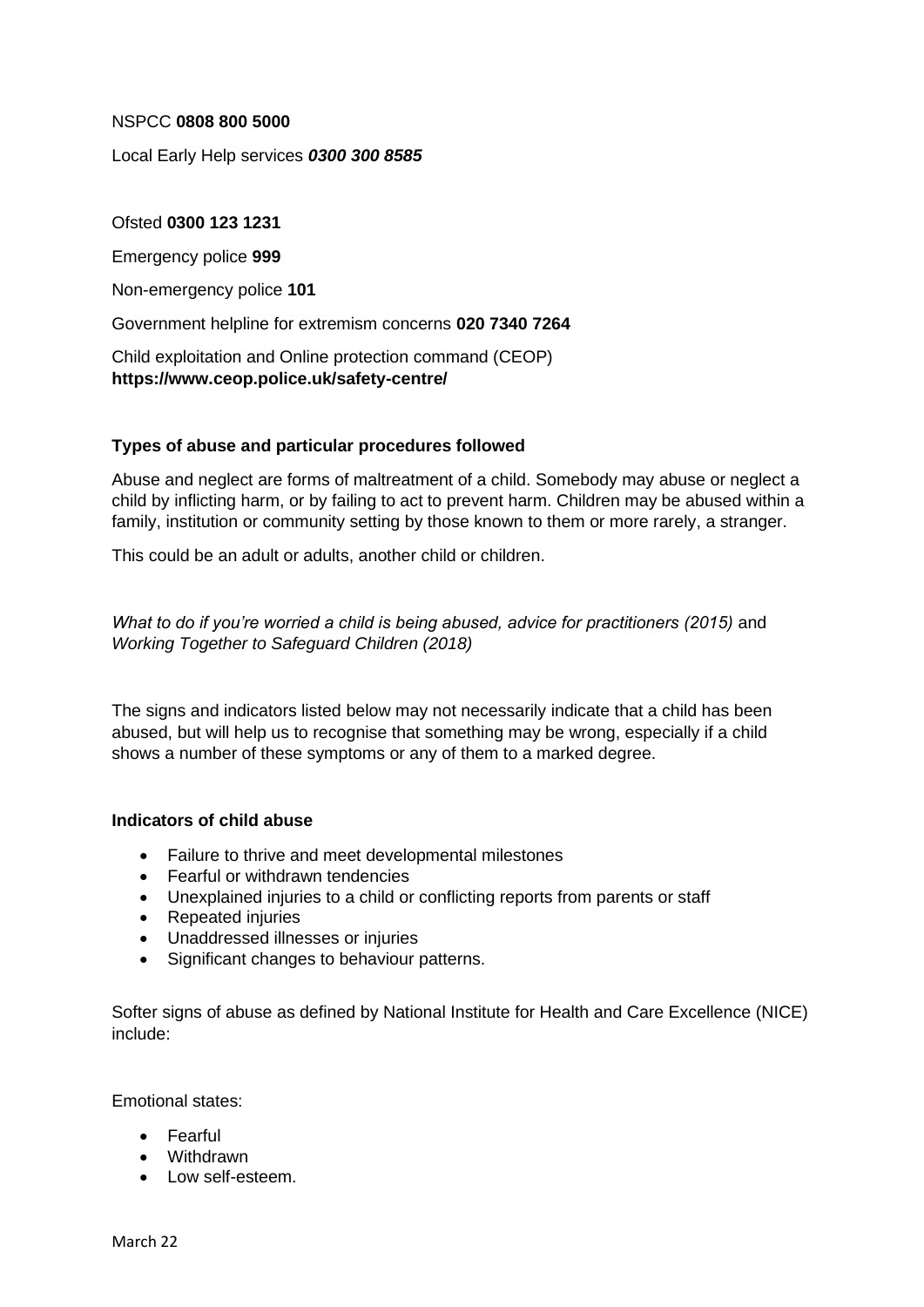NSPCC **0808 800 5000**

Local Early Help services ***0300 300 8585***

Ofsted **0300 123 1231**

Emergency police **999**

Non-emergency police **101**

Government helpline for extremism concerns **020 7340 7264**

Child exploitation and Online protection command (CEOP)
**https://www.ceop.police.uk/safety-centre/**

**Types of abuse and particular procedures followed**

Abuse and neglect are forms of maltreatment of a child. Somebody may abuse or neglect a child by inflicting harm, or by failing to act to prevent harm. Children may be abused within a family, institution or community setting by those known to them or more rarely, a stranger.

This could be an adult or adults, another child or children.

*What to do if you're worried a child is being abused, advice for practitioners (2015)* and *Working Together to Safeguard Children (2018)*

The signs and indicators listed below may not necessarily indicate that a child has been abused, but will help us to recognise that something may be wrong, especially if a child shows a number of these symptoms or any of them to a marked degree.

**Indicators of child abuse**

- Failure to thrive and meet developmental milestones
- Fearful or withdrawn tendencies
- Unexplained injuries to a child or conflicting reports from parents or staff
- Repeated injuries
- Unaddressed illnesses or injuries
- Significant changes to behaviour patterns.

Softer signs of abuse as defined by National Institute for Health and Care Excellence (NICE) include:

Emotional states:

- Fearful
- Withdrawn
- Low self-esteem.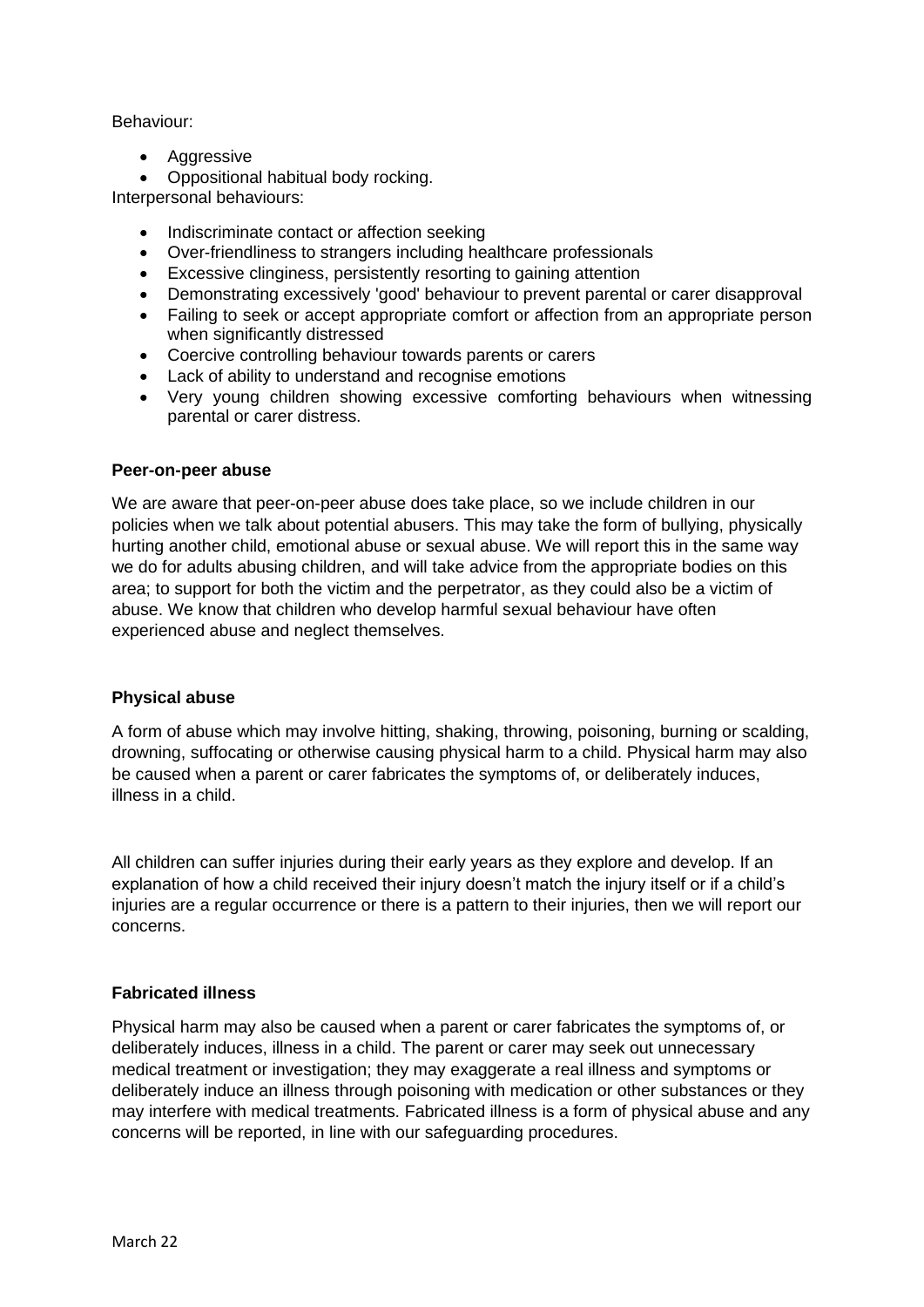Behaviour:

- Aggressive
- Oppositional habitual body rocking.

Interpersonal behaviours:

- Indiscriminate contact or affection seeking
- Over-friendliness to strangers including healthcare professionals
- Excessive clinginess, persistently resorting to gaining attention
- Demonstrating excessively 'good' behaviour to prevent parental or carer disapproval
- Failing to seek or accept appropriate comfort or affection from an appropriate person when significantly distressed
- Coercive controlling behaviour towards parents or carers
- Lack of ability to understand and recognise emotions
- Very young children showing excessive comforting behaviours when witnessing parental or carer distress.

**Peer-on-peer abuse**

We are aware that peer-on-peer abuse does take place, so we include children in our policies when we talk about potential abusers. This may take the form of bullying, physically hurting another child, emotional abuse or sexual abuse. We will report this in the same way we do for adults abusing children, and will take advice from the appropriate bodies on this area; to support for both the victim and the perpetrator, as they could also be a victim of abuse. We know that children who develop harmful sexual behaviour have often experienced abuse and neglect themselves.

**Physical abuse**

A form of abuse which may involve hitting, shaking, throwing, poisoning, burning or scalding, drowning, suffocating or otherwise causing physical harm to a child. Physical harm may also be caused when a parent or carer fabricates the symptoms of, or deliberately induces, illness in a child.

All children can suffer injuries during their early years as they explore and develop. If an explanation of how a child received their injury doesn't match the injury itself or if a child's injuries are a regular occurrence or there is a pattern to their injuries, then we will report our concerns.

**Fabricated illness**

Physical harm may also be caused when a parent or carer fabricates the symptoms of, or deliberately induces, illness in a child. The parent or carer may seek out unnecessary medical treatment or investigation; they may exaggerate a real illness and symptoms or deliberately induce an illness through poisoning with medication or other substances or they may interfere with medical treatments. Fabricated illness is a form of physical abuse and any concerns will be reported, in line with our safeguarding procedures.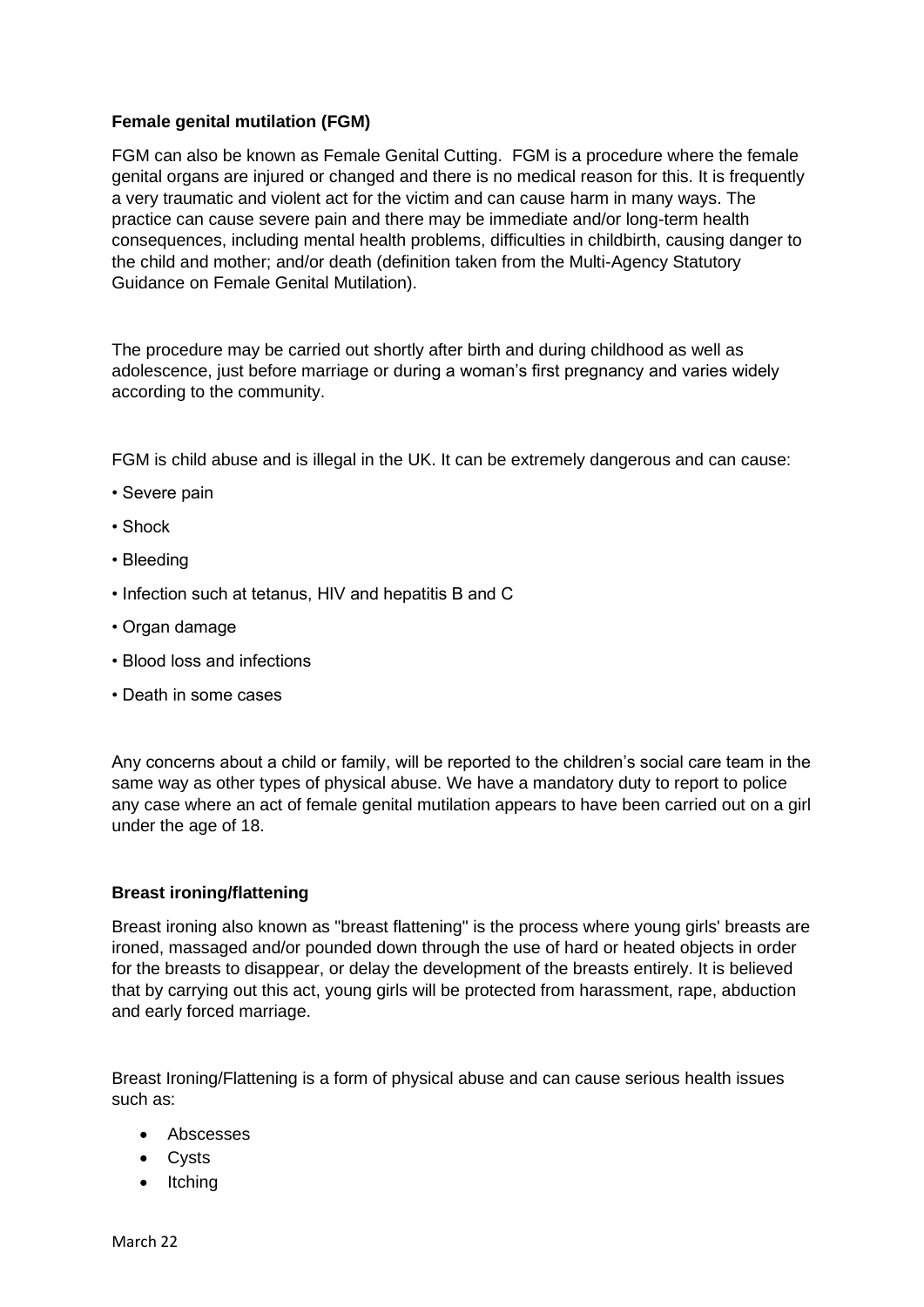### Female genital mutilation (FGM)

FGM can also be known as Female Genital Cutting. FGM is a procedure where the female genital organs are injured or changed and there is no medical reason for this. It is frequently a very traumatic and violent act for the victim and can cause harm in many ways. The practice can cause severe pain and there may be immediate and/or long-term health consequences, including mental health problems, difficulties in childbirth, causing danger to the child and mother; and/or death (definition taken from the Multi-Agency Statutory Guidance on Female Genital Mutilation).

The procedure may be carried out shortly after birth and during childhood as well as adolescence, just before marriage or during a woman's first pregnancy and varies widely according to the community.

FGM is child abuse and is illegal in the UK. It can be extremely dangerous and can cause:

- Severe pain
- Shock
- Bleeding
- Infection such at tetanus, HIV and hepatitis B and C
- Organ damage
- Blood loss and infections
- Death in some cases

Any concerns about a child or family, will be reported to the children's social care team in the same way as other types of physical abuse. We have a mandatory duty to report to police any case where an act of female genital mutilation appears to have been carried out on a girl under the age of 18.

### Breast ironing/flattening

Breast ironing also known as "breast flattening" is the process where young girls' breasts are ironed, massaged and/or pounded down through the use of hard or heated objects in order for the breasts to disappear, or delay the development of the breasts entirely. It is believed that by carrying out this act, young girls will be protected from harassment, rape, abduction and early forced marriage.

Breast Ironing/Flattening is a form of physical abuse and can cause serious health issues such as:

- Abscesses
- Cysts
- Itching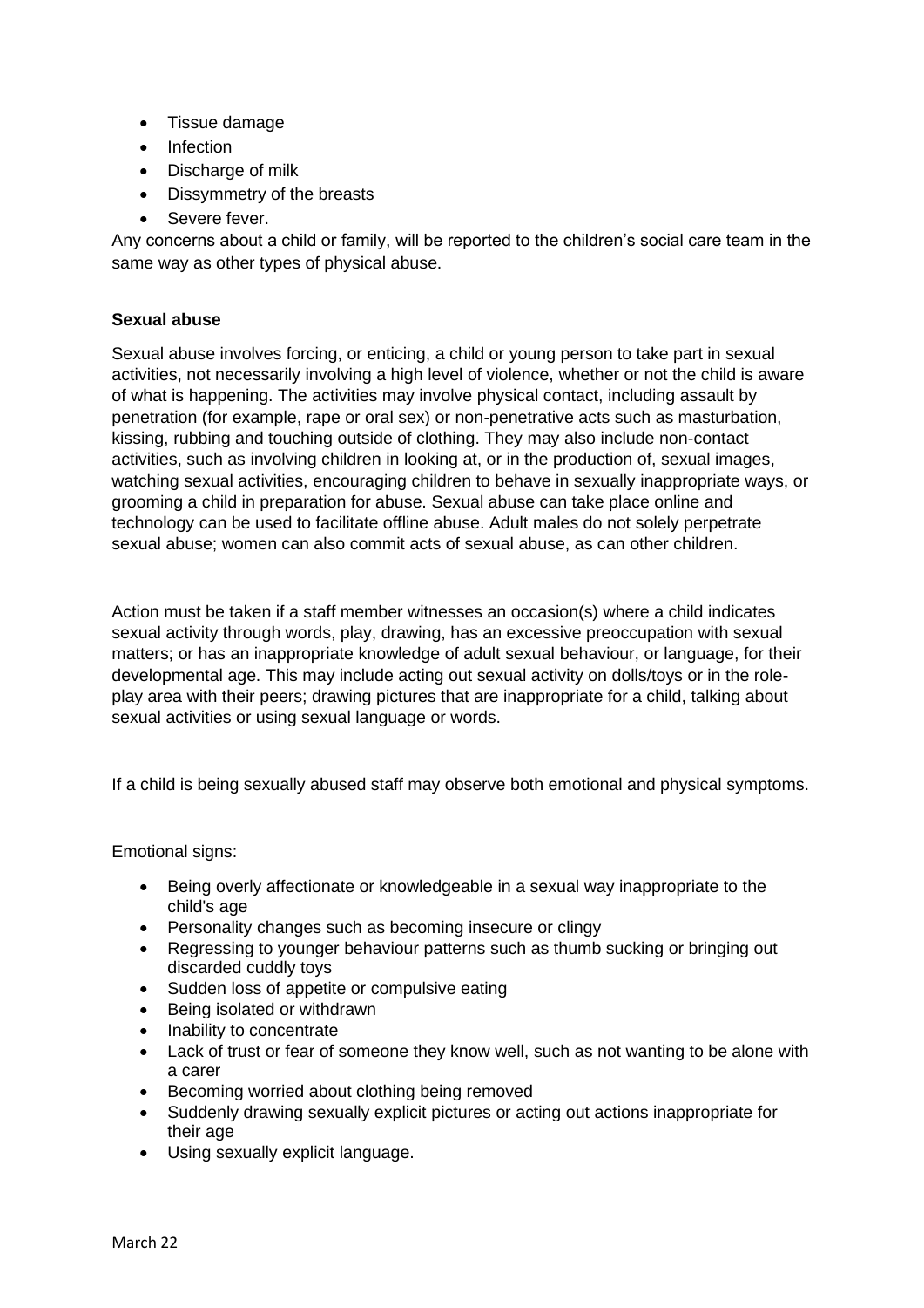- Tissue damage
- Infection
- Discharge of milk
- Dissymmetry of the breasts
- Severe fever.

Any concerns about a child or family, will be reported to the children's social care team in the same way as other types of physical abuse.

**Sexual abuse**

Sexual abuse involves forcing, or enticing, a child or young person to take part in sexual activities, not necessarily involving a high level of violence, whether or not the child is aware of what is happening. The activities may involve physical contact, including assault by penetration (for example, rape or oral sex) or non-penetrative acts such as masturbation, kissing, rubbing and touching outside of clothing. They may also include non-contact activities, such as involving children in looking at, or in the production of, sexual images, watching sexual activities, encouraging children to behave in sexually inappropriate ways, or grooming a child in preparation for abuse. Sexual abuse can take place online and technology can be used to facilitate offline abuse. Adult males do not solely perpetrate sexual abuse; women can also commit acts of sexual abuse, as can other children.

Action must be taken if a staff member witnesses an occasion(s) where a child indicates sexual activity through words, play, drawing, has an excessive preoccupation with sexual matters; or has an inappropriate knowledge of adult sexual behaviour, or language, for their developmental age. This may include acting out sexual activity on dolls/toys or in the role-play area with their peers; drawing pictures that are inappropriate for a child, talking about sexual activities or using sexual language or words.

If a child is being sexually abused staff may observe both emotional and physical symptoms.

Emotional signs:

- Being overly affectionate or knowledgeable in a sexual way inappropriate to the child's age
- Personality changes such as becoming insecure or clingy
- Regressing to younger behaviour patterns such as thumb sucking or bringing out discarded cuddly toys
- Sudden loss of appetite or compulsive eating
- Being isolated or withdrawn
- Inability to concentrate
- Lack of trust or fear of someone they know well, such as not wanting to be alone with a carer
- Becoming worried about clothing being removed
- Suddenly drawing sexually explicit pictures or acting out actions inappropriate for their age
- Using sexually explicit language.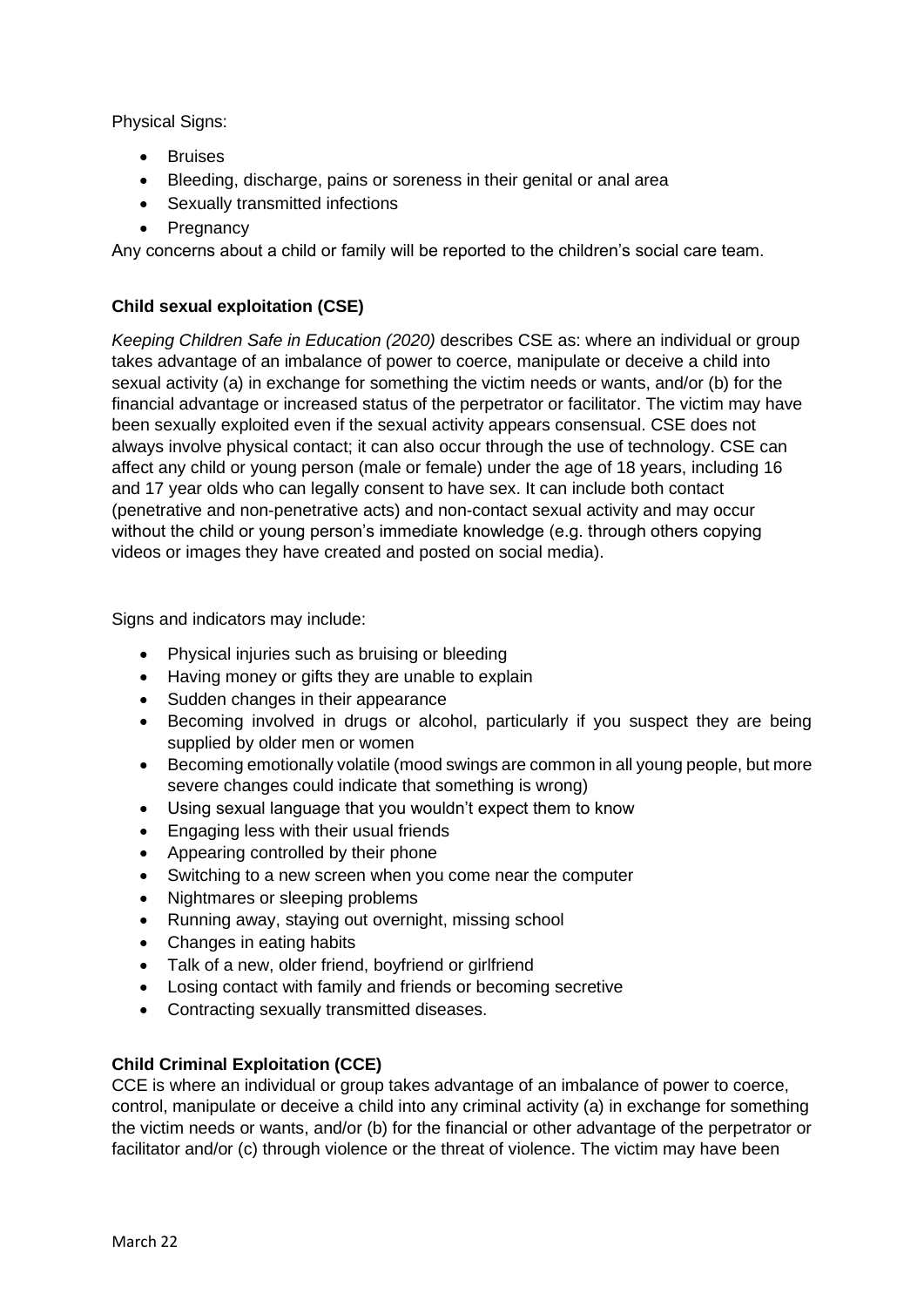Physical Signs:

- Bruises
- Bleeding, discharge, pains or soreness in their genital or anal area
- Sexually transmitted infections
- Pregnancy

Any concerns about a child or family will be reported to the children's social care team.

**Child sexual exploitation (CSE)**

*Keeping Children Safe in Education (2020)* describes CSE as: where an individual or group takes advantage of an imbalance of power to coerce, manipulate or deceive a child into sexual activity (a) in exchange for something the victim needs or wants, and/or (b) for the financial advantage or increased status of the perpetrator or facilitator. The victim may have been sexually exploited even if the sexual activity appears consensual. CSE does not always involve physical contact; it can also occur through the use of technology. CSE can affect any child or young person (male or female) under the age of 18 years, including 16 and 17 year olds who can legally consent to have sex. It can include both contact (penetrative and non-penetrative acts) and non-contact sexual activity and may occur without the child or young person's immediate knowledge (e.g. through others copying videos or images they have created and posted on social media).

Signs and indicators may include:

- Physical injuries such as bruising or bleeding
- Having money or gifts they are unable to explain
- Sudden changes in their appearance
- Becoming involved in drugs or alcohol, particularly if you suspect they are being supplied by older men or women
- Becoming emotionally volatile (mood swings are common in all young people, but more severe changes could indicate that something is wrong)
- Using sexual language that you wouldn't expect them to know
- Engaging less with their usual friends
- Appearing controlled by their phone
- Switching to a new screen when you come near the computer
- Nightmares or sleeping problems
- Running away, staying out overnight, missing school
- Changes in eating habits
- Talk of a new, older friend, boyfriend or girlfriend
- Losing contact with family and friends or becoming secretive
- Contracting sexually transmitted diseases.

**Child Criminal Exploitation (CCE)**

CCE is where an individual or group takes advantage of an imbalance of power to coerce, control, manipulate or deceive a child into any criminal activity (a) in exchange for something the victim needs or wants, and/or (b) for the financial or other advantage of the perpetrator or facilitator and/or (c) through violence or the threat of violence. The victim may have been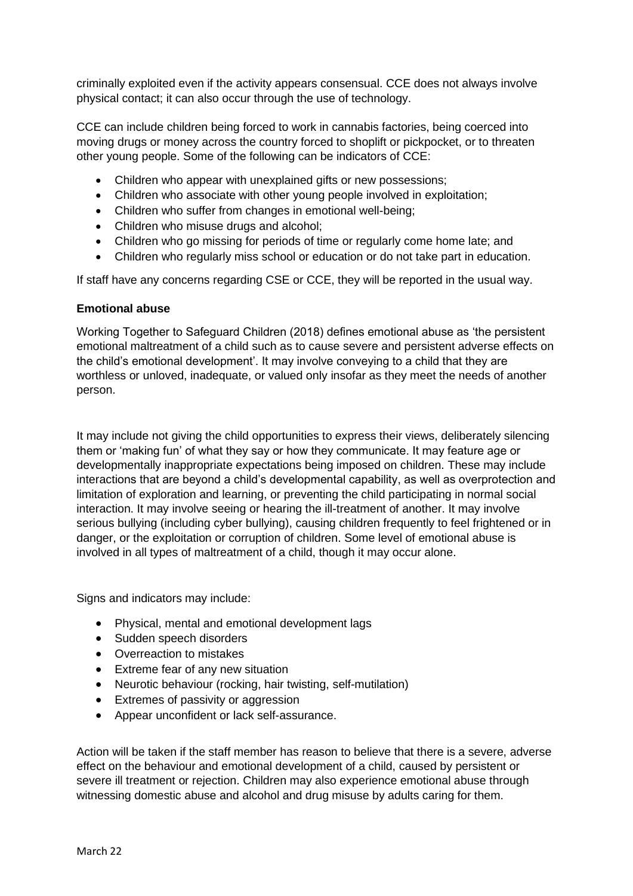criminally exploited even if the activity appears consensual. CCE does not always involve physical contact; it can also occur through the use of technology.

CCE can include children being forced to work in cannabis factories, being coerced into moving drugs or money across the country forced to shoplift or pickpocket, or to threaten other young people. Some of the following can be indicators of CCE:

- Children who appear with unexplained gifts or new possessions;
- Children who associate with other young people involved in exploitation;
- Children who suffer from changes in emotional well-being;
- Children who misuse drugs and alcohol;
- Children who go missing for periods of time or regularly come home late; and
- Children who regularly miss school or education or do not take part in education.

If staff have any concerns regarding CSE or CCE, they will be reported in the usual way.

**Emotional abuse**

Working Together to Safeguard Children (2018) defines emotional abuse as 'the persistent emotional maltreatment of a child such as to cause severe and persistent adverse effects on the child's emotional development'. It may involve conveying to a child that they are worthless or unloved, inadequate, or valued only insofar as they meet the needs of another person.

It may include not giving the child opportunities to express their views, deliberately silencing them or 'making fun' of what they say or how they communicate. It may feature age or developmentally inappropriate expectations being imposed on children. These may include interactions that are beyond a child's developmental capability, as well as overprotection and limitation of exploration and learning, or preventing the child participating in normal social interaction. It may involve seeing or hearing the ill-treatment of another. It may involve serious bullying (including cyber bullying), causing children frequently to feel frightened or in danger, or the exploitation or corruption of children. Some level of emotional abuse is involved in all types of maltreatment of a child, though it may occur alone.

Signs and indicators may include:

- Physical, mental and emotional development lags
- Sudden speech disorders
- Overreaction to mistakes
- Extreme fear of any new situation
- Neurotic behaviour (rocking, hair twisting, self-mutilation)
- Extremes of passivity or aggression
- Appear unconfident or lack self-assurance.

Action will be taken if the staff member has reason to believe that there is a severe, adverse effect on the behaviour and emotional development of a child, caused by persistent or severe ill treatment or rejection. Children may also experience emotional abuse through witnessing domestic abuse and alcohol and drug misuse by adults caring for them.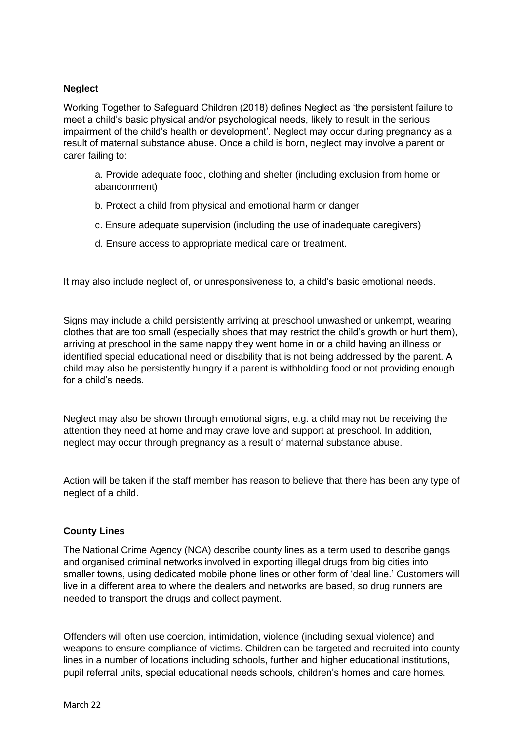**Neglect**

Working Together to Safeguard Children (2018) defines Neglect as 'the persistent failure to meet a child's basic physical and/or psychological needs, likely to result in the serious impairment of the child's health or development'. Neglect may occur during pregnancy as a result of maternal substance abuse. Once a child is born, neglect may involve a parent or carer failing to:

a. Provide adequate food, clothing and shelter (including exclusion from home or abandonment)

b. Protect a child from physical and emotional harm or danger

c. Ensure adequate supervision (including the use of inadequate caregivers)

d. Ensure access to appropriate medical care or treatment.

It may also include neglect of, or unresponsiveness to, a child's basic emotional needs.

Signs may include a child persistently arriving at preschool unwashed or unkempt, wearing clothes that are too small (especially shoes that may restrict the child's growth or hurt them), arriving at preschool in the same nappy they went home in or a child having an illness or identified special educational need or disability that is not being addressed by the parent. A child may also be persistently hungry if a parent is withholding food or not providing enough for a child's needs.

Neglect may also be shown through emotional signs, e.g. a child may not be receiving the attention they need at home and may crave love and support at preschool. In addition, neglect may occur through pregnancy as a result of maternal substance abuse.

Action will be taken if the staff member has reason to believe that there has been any type of neglect of a child.

**County Lines**

The National Crime Agency (NCA) describe county lines as a term used to describe gangs and organised criminal networks involved in exporting illegal drugs from big cities into smaller towns, using dedicated mobile phone lines or other form of 'deal line.' Customers will live in a different area to where the dealers and networks are based, so drug runners are needed to transport the drugs and collect payment.

Offenders will often use coercion, intimidation, violence (including sexual violence) and weapons to ensure compliance of victims. Children can be targeted and recruited into county lines in a number of locations including schools, further and higher educational institutions, pupil referral units, special educational needs schools, children's homes and care homes.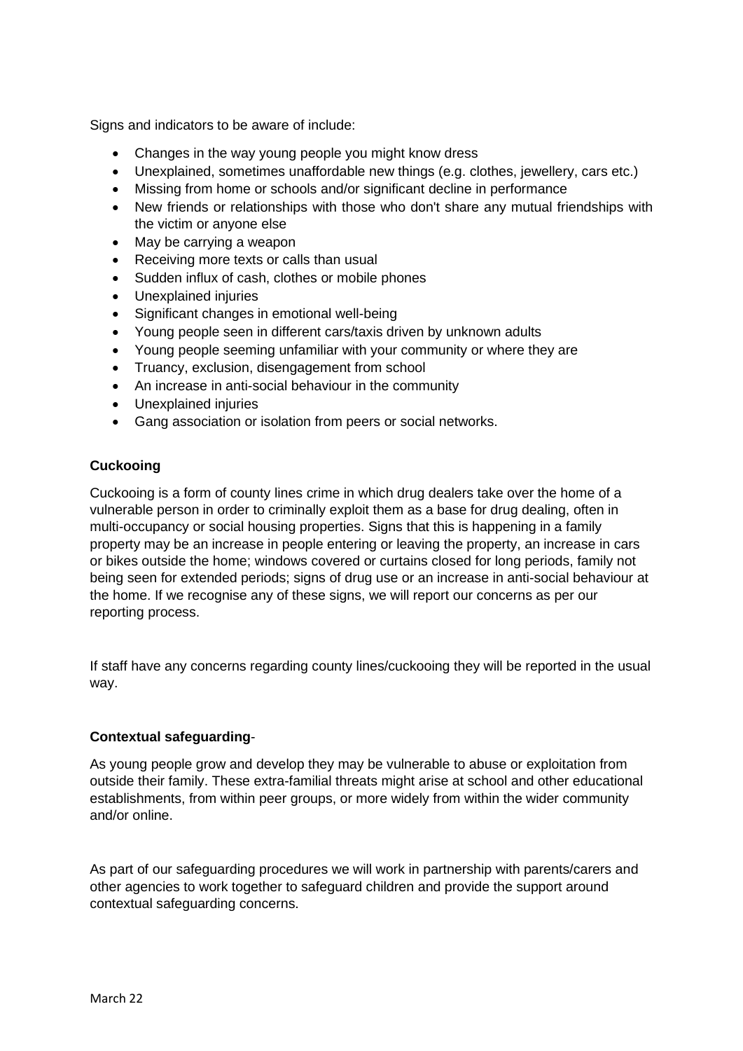Signs and indicators to be aware of include:

- Changes in the way young people you might know dress
- Unexplained, sometimes unaffordable new things (e.g. clothes, jewellery, cars etc.)
- Missing from home or schools and/or significant decline in performance
- New friends or relationships with those who don't share any mutual friendships with the victim or anyone else
- May be carrying a weapon
- Receiving more texts or calls than usual
- Sudden influx of cash, clothes or mobile phones
- Unexplained injuries
- Significant changes in emotional well-being
- Young people seen in different cars/taxis driven by unknown adults
- Young people seeming unfamiliar with your community or where they are
- Truancy, exclusion, disengagement from school
- An increase in anti-social behaviour in the community
- Unexplained injuries
- Gang association or isolation from peers or social networks.

**Cuckooing**

Cuckooing is a form of county lines crime in which drug dealers take over the home of a vulnerable person in order to criminally exploit them as a base for drug dealing, often in multi-occupancy or social housing properties. Signs that this is happening in a family property may be an increase in people entering or leaving the property, an increase in cars or bikes outside the home; windows covered or curtains closed for long periods, family not being seen for extended periods; signs of drug use or an increase in anti-social behaviour at the home. If we recognise any of these signs, we will report our concerns as per our reporting process.

If staff have any concerns regarding county lines/cuckooing they will be reported in the usual way.

**Contextual safeguarding**-

As young people grow and develop they may be vulnerable to abuse or exploitation from outside their family. These extra-familial threats might arise at school and other educational establishments, from within peer groups, or more widely from within the wider community and/or online.

As part of our safeguarding procedures we will work in partnership with parents/carers and other agencies to work together to safeguard children and provide the support around contextual safeguarding concerns.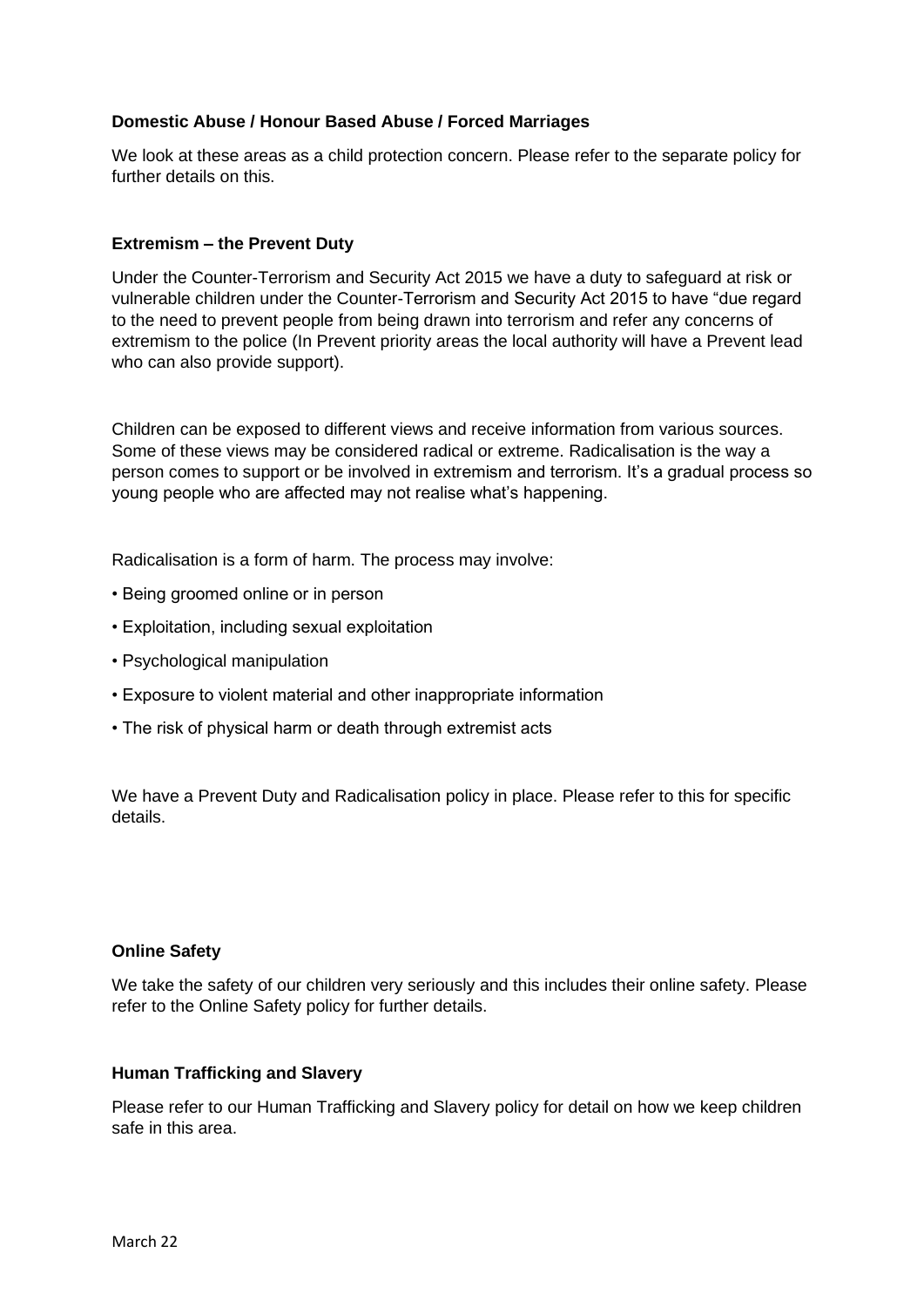**Domestic Abuse / Honour Based Abuse / Forced Marriages**

We look at these areas as a child protection concern. Please refer to the separate policy for further details on this.

**Extremism – the Prevent Duty**

Under the Counter-Terrorism and Security Act 2015 we have a duty to safeguard at risk or vulnerable children under the Counter-Terrorism and Security Act 2015 to have "due regard to the need to prevent people from being drawn into terrorism and refer any concerns of extremism to the police (In Prevent priority areas the local authority will have a Prevent lead who can also provide support).

Children can be exposed to different views and receive information from various sources. Some of these views may be considered radical or extreme. Radicalisation is the way a person comes to support or be involved in extremism and terrorism. It's a gradual process so young people who are affected may not realise what's happening.

Radicalisation is a form of harm. The process may involve:

- Being groomed online or in person
- Exploitation, including sexual exploitation
- Psychological manipulation
- Exposure to violent material and other inappropriate information
- The risk of physical harm or death through extremist acts

We have a Prevent Duty and Radicalisation policy in place. Please refer to this for specific details.

**Online Safety**

We take the safety of our children very seriously and this includes their online safety. Please refer to the Online Safety policy for further details.

**Human Trafficking and Slavery**

Please refer to our Human Trafficking and Slavery policy for detail on how we keep children safe in this area.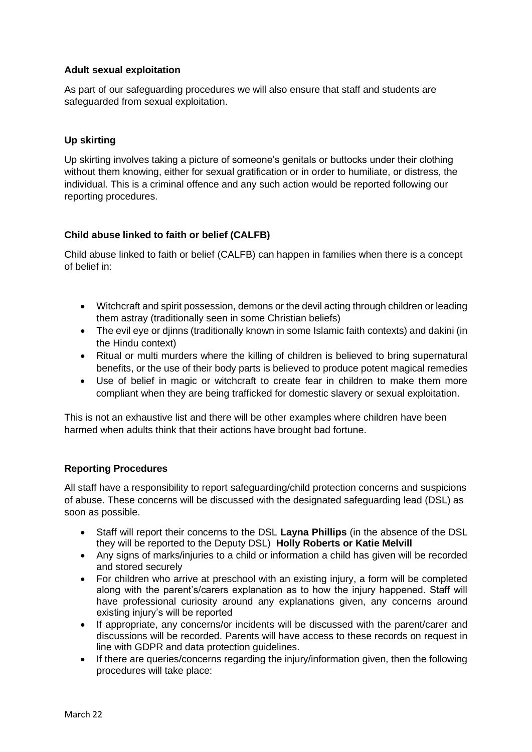**Adult sexual exploitation**

As part of our safeguarding procedures we will also ensure that staff and students are safeguarded from sexual exploitation.

**Up skirting**

Up skirting involves taking a picture of someone's genitals or buttocks under their clothing without them knowing, either for sexual gratification or in order to humiliate, or distress, the individual. This is a criminal offence and any such action would be reported following our reporting procedures.

**Child abuse linked to faith or belief (CALFB)**

Child abuse linked to faith or belief (CALFB) can happen in families when there is a concept of belief in:

- Witchcraft and spirit possession, demons or the devil acting through children or leading them astray (traditionally seen in some Christian beliefs)
- The evil eye or djinns (traditionally known in some Islamic faith contexts) and dakini (in the Hindu context)
- Ritual or multi murders where the killing of children is believed to bring supernatural benefits, or the use of their body parts is believed to produce potent magical remedies
- Use of belief in magic or witchcraft to create fear in children to make them more compliant when they are being trafficked for domestic slavery or sexual exploitation.

This is not an exhaustive list and there will be other examples where children have been harmed when adults think that their actions have brought bad fortune.

**Reporting Procedures**

All staff have a responsibility to report safeguarding/child protection concerns and suspicions of abuse. These concerns will be discussed with the designated safeguarding lead (DSL) as soon as possible.

- Staff will report their concerns to the DSL **Layna Phillips** (in the absence of the DSL they will be reported to the Deputy DSL) **Holly Roberts or Katie Melvill**
- Any signs of marks/injuries to a child or information a child has given will be recorded and stored securely
- For children who arrive at preschool with an existing injury, a form will be completed along with the parent's/carers explanation as to how the injury happened. Staff will have professional curiosity around any explanations given, any concerns around existing injury's will be reported
- If appropriate, any concerns/or incidents will be discussed with the parent/carer and discussions will be recorded. Parents will have access to these records on request in line with GDPR and data protection guidelines.
- If there are queries/concerns regarding the injury/information given, then the following procedures will take place: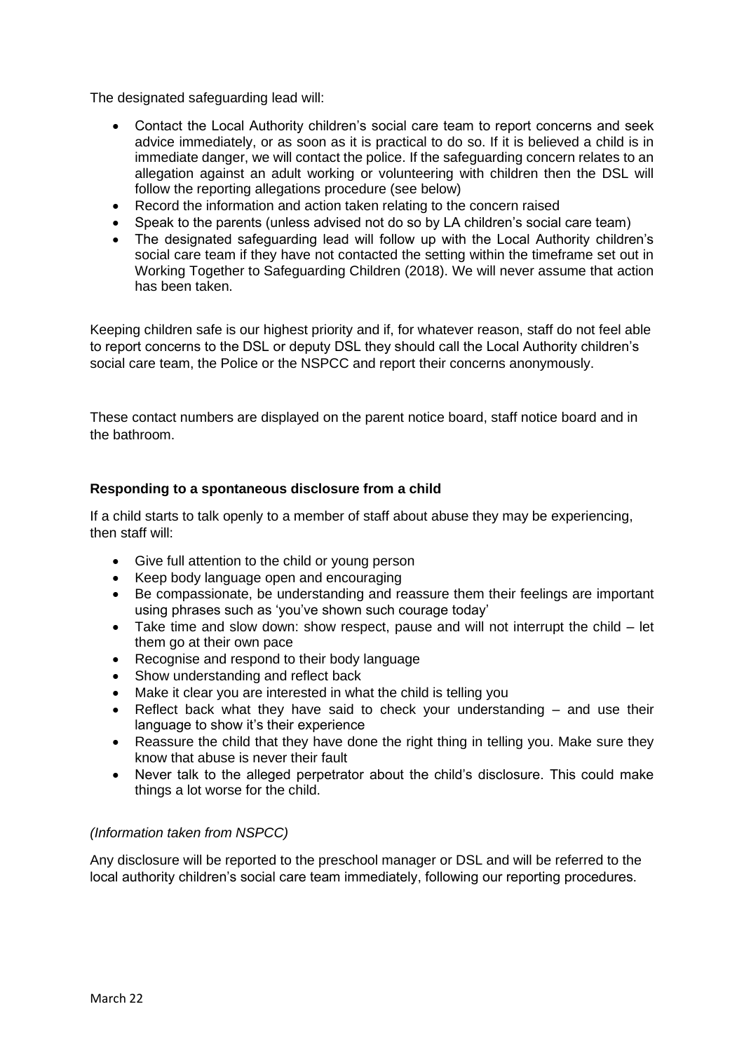The designated safeguarding lead will:

- Contact the Local Authority children's social care team to report concerns and seek advice immediately, or as soon as it is practical to do so. If it is believed a child is in immediate danger, we will contact the police. If the safeguarding concern relates to an allegation against an adult working or volunteering with children then the DSL will follow the reporting allegations procedure (see below)
- Record the information and action taken relating to the concern raised
- Speak to the parents (unless advised not do so by LA children's social care team)
- The designated safeguarding lead will follow up with the Local Authority children's social care team if they have not contacted the setting within the timeframe set out in Working Together to Safeguarding Children (2018). We will never assume that action has been taken.

Keeping children safe is our highest priority and if, for whatever reason, staff do not feel able to report concerns to the DSL or deputy DSL they should call the Local Authority children's social care team, the Police or the NSPCC and report their concerns anonymously.

These contact numbers are displayed on the parent notice board, staff notice board and in the bathroom.

**Responding to a spontaneous disclosure from a child**

If a child starts to talk openly to a member of staff about abuse they may be experiencing, then staff will:

- Give full attention to the child or young person
- Keep body language open and encouraging
- Be compassionate, be understanding and reassure them their feelings are important using phrases such as 'you've shown such courage today'
- Take time and slow down: show respect, pause and will not interrupt the child – let them go at their own pace
- Recognise and respond to their body language
- Show understanding and reflect back
- Make it clear you are interested in what the child is telling you
- Reflect back what they have said to check your understanding – and use their language to show it's their experience
- Reassure the child that they have done the right thing in telling you. Make sure they know that abuse is never their fault
- Never talk to the alleged perpetrator about the child's disclosure. This could make things a lot worse for the child.

*(Information taken from NSPCC)*

Any disclosure will be reported to the preschool manager or DSL and will be referred to the local authority children's social care team immediately, following our reporting procedures.

March 22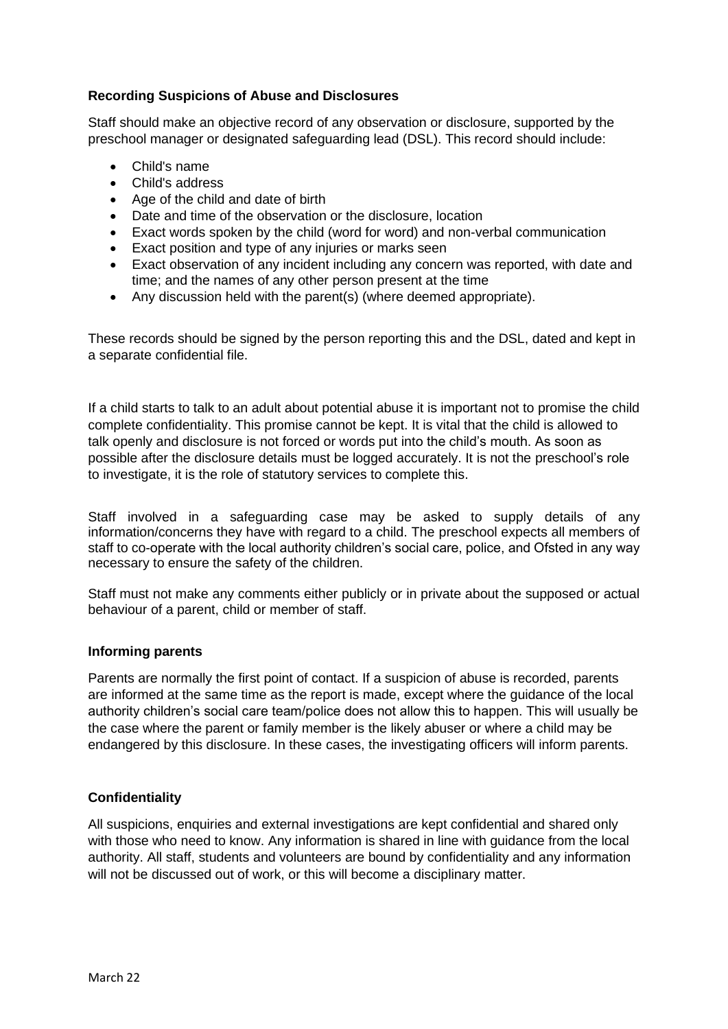**Recording Suspicions of Abuse and Disclosures**

Staff should make an objective record of any observation or disclosure, supported by the preschool manager or designated safeguarding lead (DSL). This record should include:

- Child's name
- Child's address
- Age of the child and date of birth
- Date and time of the observation or the disclosure, location
- Exact words spoken by the child (word for word) and non-verbal communication
- Exact position and type of any injuries or marks seen
- Exact observation of any incident including any concern was reported, with date and time; and the names of any other person present at the time
- Any discussion held with the parent(s) (where deemed appropriate).

These records should be signed by the person reporting this and the DSL, dated and kept in a separate confidential file.

If a child starts to talk to an adult about potential abuse it is important not to promise the child complete confidentiality. This promise cannot be kept. It is vital that the child is allowed to talk openly and disclosure is not forced or words put into the child's mouth. As soon as possible after the disclosure details must be logged accurately. It is not the preschool's role to investigate, it is the role of statutory services to complete this.

Staff involved in a safeguarding case may be asked to supply details of any information/concerns they have with regard to a child. The preschool expects all members of staff to co-operate with the local authority children's social care, police, and Ofsted in any way necessary to ensure the safety of the children.

Staff must not make any comments either publicly or in private about the supposed or actual behaviour of a parent, child or member of staff.

**Informing parents**

Parents are normally the first point of contact. If a suspicion of abuse is recorded, parents are informed at the same time as the report is made, except where the guidance of the local authority children's social care team/police does not allow this to happen. This will usually be the case where the parent or family member is the likely abuser or where a child may be endangered by this disclosure. In these cases, the investigating officers will inform parents.

**Confidentiality**

All suspicions, enquiries and external investigations are kept confidential and shared only with those who need to know. Any information is shared in line with guidance from the local authority. All staff, students and volunteers are bound by confidentiality and any information will not be discussed out of work, or this will become a disciplinary matter.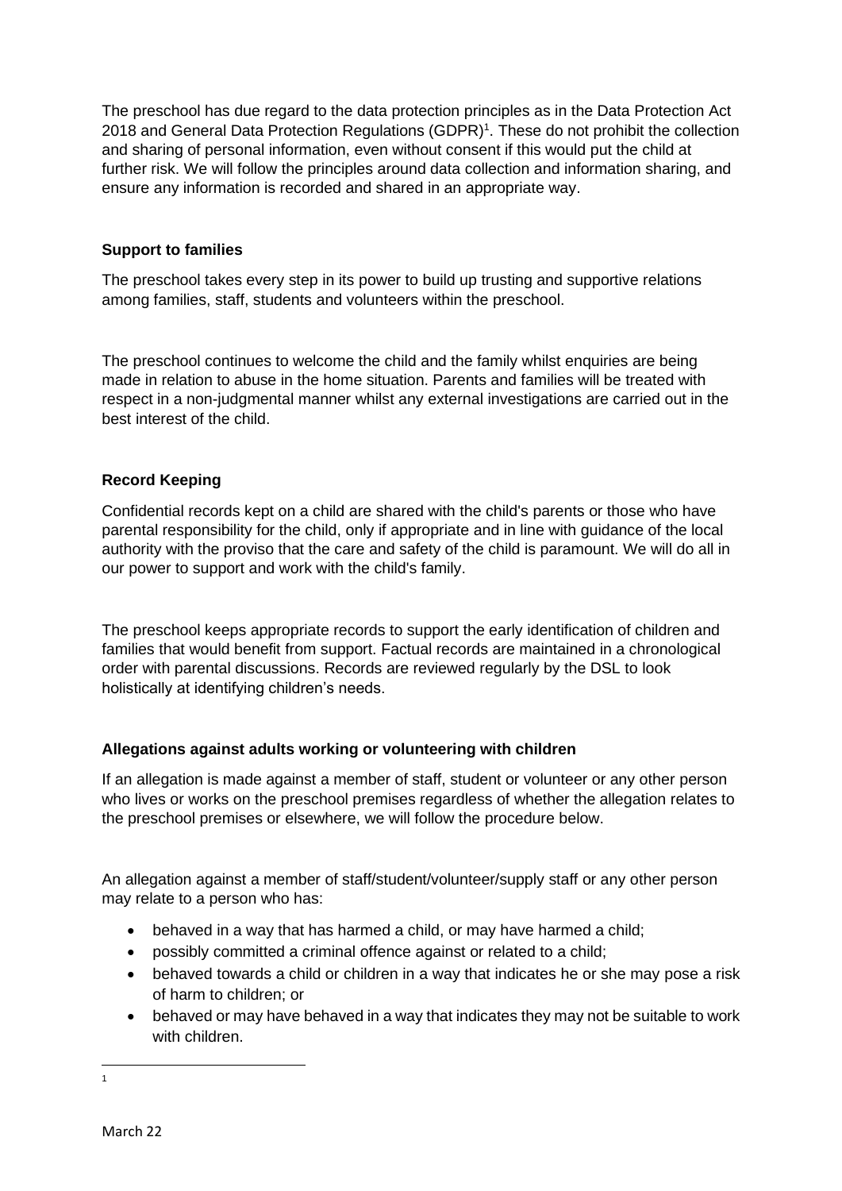The preschool has due regard to the data protection principles as in the Data Protection Act 2018 and General Data Protection Regulations (GDPR)[1]. These do not prohibit the collection and sharing of personal information, even without consent if this would put the child at further risk. We will follow the principles around data collection and information sharing, and ensure any information is recorded and shared in an appropriate way.

**Support to families**

The preschool takes every step in its power to build up trusting and supportive relations among families, staff, students and volunteers within the preschool.

The preschool continues to welcome the child and the family whilst enquiries are being made in relation to abuse in the home situation. Parents and families will be treated with respect in a non-judgmental manner whilst any external investigations are carried out in the best interest of the child.

**Record Keeping**

Confidential records kept on a child are shared with the child's parents or those who have parental responsibility for the child, only if appropriate and in line with guidance of the local authority with the proviso that the care and safety of the child is paramount. We will do all in our power to support and work with the child's family.

The preschool keeps appropriate records to support the early identification of children and families that would benefit from support. Factual records are maintained in a chronological order with parental discussions. Records are reviewed regularly by the DSL to look holistically at identifying children's needs.

**Allegations against adults working or volunteering with children**

If an allegation is made against a member of staff, student or volunteer or any other person who lives or works on the preschool premises regardless of whether the allegation relates to the preschool premises or elsewhere, we will follow the procedure below.

An allegation against a member of staff/student/volunteer/supply staff or any other person may relate to a person who has:

- behaved in a way that has harmed a child, or may have harmed a child;
- possibly committed a criminal offence against or related to a child;
- behaved towards a child or children in a way that indicates he or she may pose a risk of harm to children; or
- behaved or may have behaved in a way that indicates they may not be suitable to work with children.

---

[1]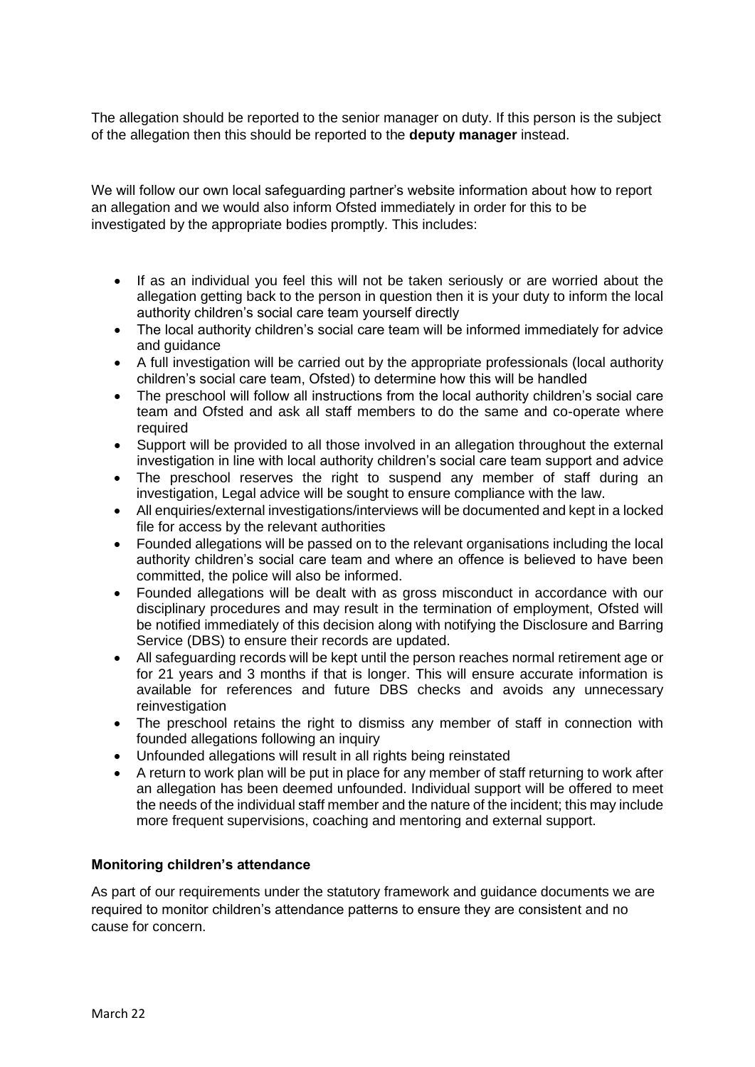The allegation should be reported to the senior manager on duty. If this person is the subject of the allegation then this should be reported to the **deputy manager** instead.

We will follow our own local safeguarding partner's website information about how to report an allegation and we would also inform Ofsted immediately in order for this to be investigated by the appropriate bodies promptly. This includes:

- If as an individual you feel this will not be taken seriously or are worried about the allegation getting back to the person in question then it is your duty to inform the local authority children's social care team yourself directly
- The local authority children's social care team will be informed immediately for advice and guidance
- A full investigation will be carried out by the appropriate professionals (local authority children's social care team, Ofsted) to determine how this will be handled
- The preschool will follow all instructions from the local authority children's social care team and Ofsted and ask all staff members to do the same and co-operate where required
- Support will be provided to all those involved in an allegation throughout the external investigation in line with local authority children's social care team support and advice
- The preschool reserves the right to suspend any member of staff during an investigation, Legal advice will be sought to ensure compliance with the law.
- All enquiries/external investigations/interviews will be documented and kept in a locked file for access by the relevant authorities
- Founded allegations will be passed on to the relevant organisations including the local authority children's social care team and where an offence is believed to have been committed, the police will also be informed.
- Founded allegations will be dealt with as gross misconduct in accordance with our disciplinary procedures and may result in the termination of employment, Ofsted will be notified immediately of this decision along with notifying the Disclosure and Barring Service (DBS) to ensure their records are updated.
- All safeguarding records will be kept until the person reaches normal retirement age or for 21 years and 3 months if that is longer. This will ensure accurate information is available for references and future DBS checks and avoids any unnecessary reinvestigation
- The preschool retains the right to dismiss any member of staff in connection with founded allegations following an inquiry
- Unfounded allegations will result in all rights being reinstated
- A return to work plan will be put in place for any member of staff returning to work after an allegation has been deemed unfounded. Individual support will be offered to meet the needs of the individual staff member and the nature of the incident; this may include more frequent supervisions, coaching and mentoring and external support.

**Monitoring children's attendance**

As part of our requirements under the statutory framework and guidance documents we are required to monitor children's attendance patterns to ensure they are consistent and no cause for concern.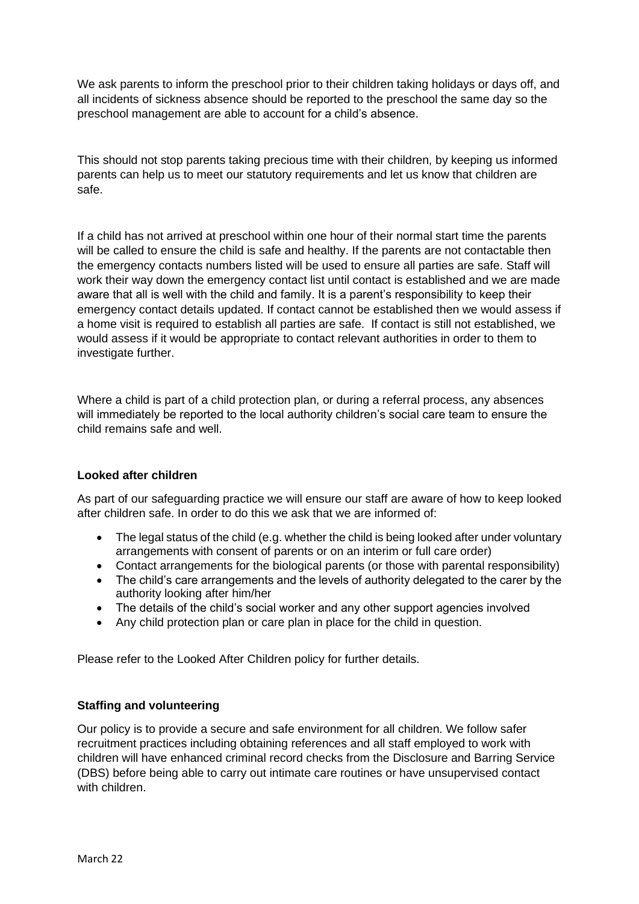We ask parents to inform the preschool prior to their children taking holidays or days off, and all incidents of sickness absence should be reported to the preschool the same day so the preschool management are able to account for a child's absence.

This should not stop parents taking precious time with their children, by keeping us informed parents can help us to meet our statutory requirements and let us know that children are safe.

If a child has not arrived at preschool within one hour of their normal start time the parents will be called to ensure the child is safe and healthy. If the parents are not contactable then the emergency contacts numbers listed will be used to ensure all parties are safe. Staff will work their way down the emergency contact list until contact is established and we are made aware that all is well with the child and family. It is a parent's responsibility to keep their emergency contact details updated. If contact cannot be established then we would assess if a home visit is required to establish all parties are safe. If contact is still not established, we would assess if it would be appropriate to contact relevant authorities in order to them to investigate further.

Where a child is part of a child protection plan, or during a referral process, any absences will immediately be reported to the local authority children's social care team to ensure the child remains safe and well.

**Looked after children**

As part of our safeguarding practice we will ensure our staff are aware of how to keep looked after children safe. In order to do this we ask that we are informed of:

- The legal status of the child (e.g. whether the child is being looked after under voluntary arrangements with consent of parents or on an interim or full care order)
- Contact arrangements for the biological parents (or those with parental responsibility)
- The child's care arrangements and the levels of authority delegated to the carer by the authority looking after him/her
- The details of the child's social worker and any other support agencies involved
- Any child protection plan or care plan in place for the child in question.

Please refer to the Looked After Children policy for further details.

**Staffing and volunteering**

Our policy is to provide a secure and safe environment for all children. We follow safer recruitment practices including obtaining references and all staff employed to work with children will have enhanced criminal record checks from the Disclosure and Barring Service (DBS) before being able to carry out intimate care routines or have unsupervised contact with children.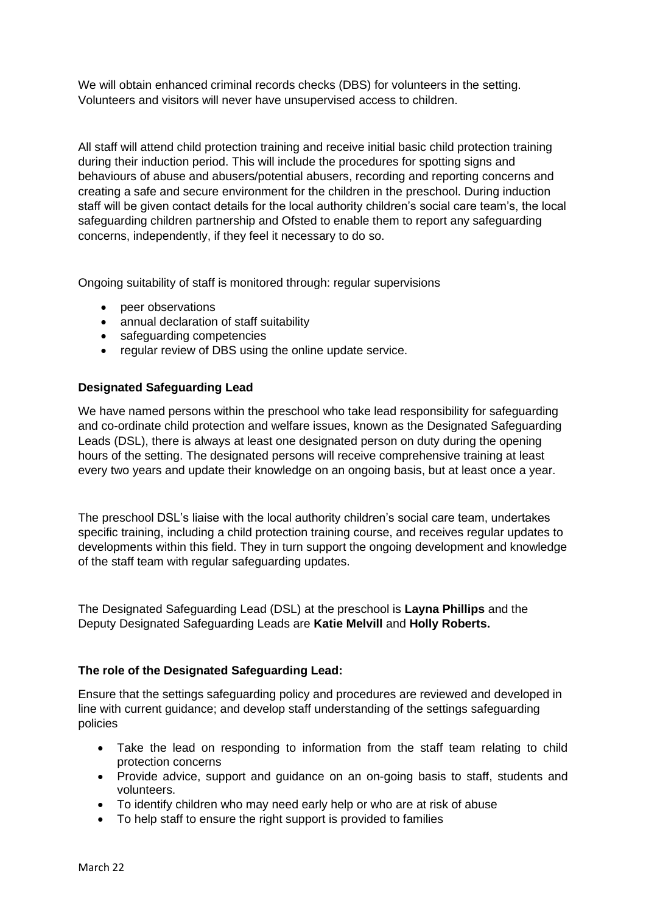We will obtain enhanced criminal records checks (DBS) for volunteers in the setting. Volunteers and visitors will never have unsupervised access to children.

All staff will attend child protection training and receive initial basic child protection training during their induction period. This will include the procedures for spotting signs and behaviours of abuse and abusers/potential abusers, recording and reporting concerns and creating a safe and secure environment for the children in the preschool. During induction staff will be given contact details for the local authority children's social care team's, the local safeguarding children partnership and Ofsted to enable them to report any safeguarding concerns, independently, if they feel it necessary to do so.

Ongoing suitability of staff is monitored through: regular supervisions

- peer observations
- annual declaration of staff suitability
- safeguarding competencies
- regular review of DBS using the online update service.

**Designated Safeguarding Lead**

We have named persons within the preschool who take lead responsibility for safeguarding and co-ordinate child protection and welfare issues, known as the Designated Safeguarding Leads (DSL), there is always at least one designated person on duty during the opening hours of the setting. The designated persons will receive comprehensive training at least every two years and update their knowledge on an ongoing basis, but at least once a year.

The preschool DSL's liaise with the local authority children's social care team, undertakes specific training, including a child protection training course, and receives regular updates to developments within this field. They in turn support the ongoing development and knowledge of the staff team with regular safeguarding updates.

The Designated Safeguarding Lead (DSL) at the preschool is **Layna Phillips** and the Deputy Designated Safeguarding Leads are **Katie Melvill** and **Holly Roberts.**

**The role of the Designated Safeguarding Lead:**

Ensure that the settings safeguarding policy and procedures are reviewed and developed in line with current guidance; and develop staff understanding of the settings safeguarding policies

- Take the lead on responding to information from the staff team relating to child protection concerns
- Provide advice, support and guidance on an on-going basis to staff, students and volunteers.
- To identify children who may need early help or who are at risk of abuse
- To help staff to ensure the right support is provided to families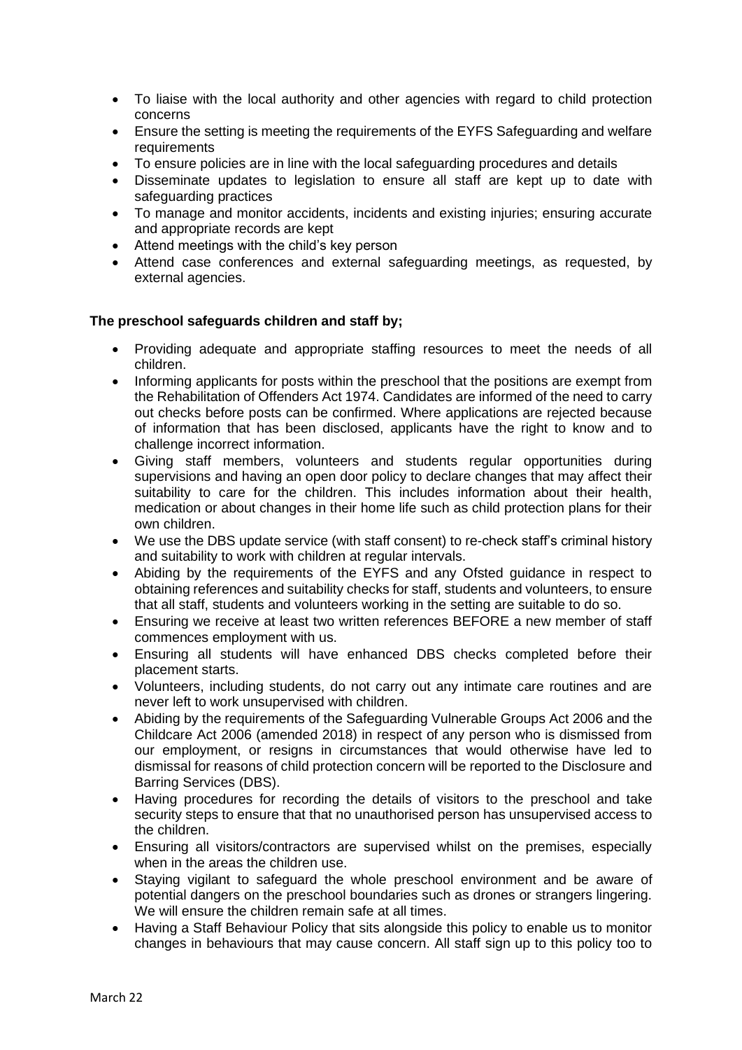- To liaise with the local authority and other agencies with regard to child protection concerns
- Ensure the setting is meeting the requirements of the EYFS Safeguarding and welfare requirements
- To ensure policies are in line with the local safeguarding procedures and details
- Disseminate updates to legislation to ensure all staff are kept up to date with safeguarding practices
- To manage and monitor accidents, incidents and existing injuries; ensuring accurate and appropriate records are kept
- Attend meetings with the child's key person
- Attend case conferences and external safeguarding meetings, as requested, by external agencies.

**The preschool safeguards children and staff by;**

- Providing adequate and appropriate staffing resources to meet the needs of all children.
- Informing applicants for posts within the preschool that the positions are exempt from the Rehabilitation of Offenders Act 1974. Candidates are informed of the need to carry out checks before posts can be confirmed. Where applications are rejected because of information that has been disclosed, applicants have the right to know and to challenge incorrect information.
- Giving staff members, volunteers and students regular opportunities during supervisions and having an open door policy to declare changes that may affect their suitability to care for the children. This includes information about their health, medication or about changes in their home life such as child protection plans for their own children.
- We use the DBS update service (with staff consent) to re-check staff's criminal history and suitability to work with children at regular intervals.
- Abiding by the requirements of the EYFS and any Ofsted guidance in respect to obtaining references and suitability checks for staff, students and volunteers, to ensure that all staff, students and volunteers working in the setting are suitable to do so.
- Ensuring we receive at least two written references BEFORE a new member of staff commences employment with us.
- Ensuring all students will have enhanced DBS checks completed before their placement starts.
- Volunteers, including students, do not carry out any intimate care routines and are never left to work unsupervised with children.
- Abiding by the requirements of the Safeguarding Vulnerable Groups Act 2006 and the Childcare Act 2006 (amended 2018) in respect of any person who is dismissed from our employment, or resigns in circumstances that would otherwise have led to dismissal for reasons of child protection concern will be reported to the Disclosure and Barring Services (DBS).
- Having procedures for recording the details of visitors to the preschool and take security steps to ensure that that no unauthorised person has unsupervised access to the children.
- Ensuring all visitors/contractors are supervised whilst on the premises, especially when in the areas the children use.
- Staying vigilant to safeguard the whole preschool environment and be aware of potential dangers on the preschool boundaries such as drones or strangers lingering. We will ensure the children remain safe at all times.
- Having a Staff Behaviour Policy that sits alongside this policy to enable us to monitor changes in behaviours that may cause concern. All staff sign up to this policy too to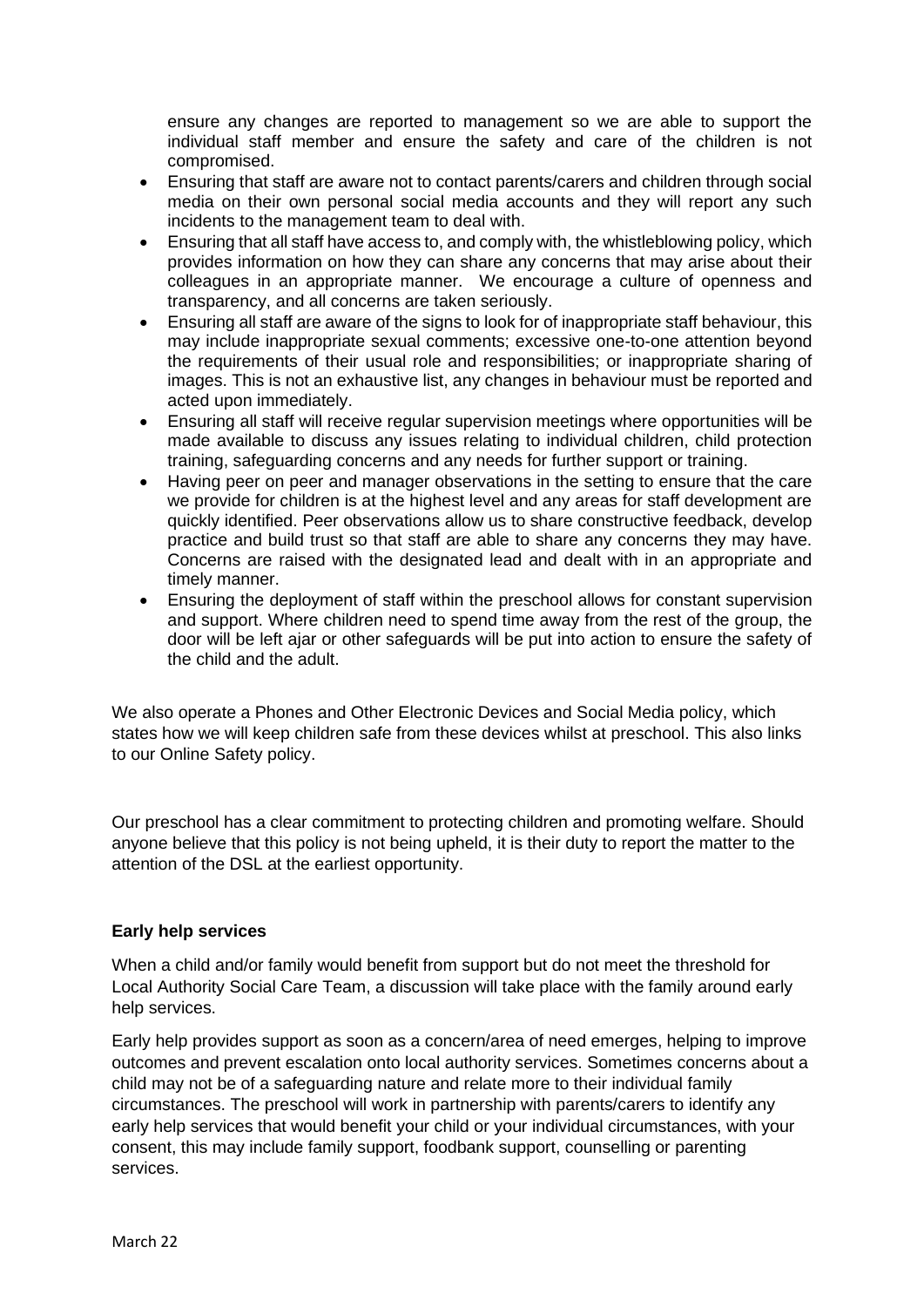ensure any changes are reported to management so we are able to support the individual staff member and ensure the safety and care of the children is not compromised.

- Ensuring that staff are aware not to contact parents/carers and children through social media on their own personal social media accounts and they will report any such incidents to the management team to deal with.
- Ensuring that all staff have access to, and comply with, the whistleblowing policy, which provides information on how they can share any concerns that may arise about their colleagues in an appropriate manner. We encourage a culture of openness and transparency, and all concerns are taken seriously.
- Ensuring all staff are aware of the signs to look for of inappropriate staff behaviour, this may include inappropriate sexual comments; excessive one-to-one attention beyond the requirements of their usual role and responsibilities; or inappropriate sharing of images. This is not an exhaustive list, any changes in behaviour must be reported and acted upon immediately.
- Ensuring all staff will receive regular supervision meetings where opportunities will be made available to discuss any issues relating to individual children, child protection training, safeguarding concerns and any needs for further support or training.
- Having peer on peer and manager observations in the setting to ensure that the care we provide for children is at the highest level and any areas for staff development are quickly identified. Peer observations allow us to share constructive feedback, develop practice and build trust so that staff are able to share any concerns they may have. Concerns are raised with the designated lead and dealt with in an appropriate and timely manner.
- Ensuring the deployment of staff within the preschool allows for constant supervision and support. Where children need to spend time away from the rest of the group, the door will be left ajar or other safeguards will be put into action to ensure the safety of the child and the adult.

We also operate a Phones and Other Electronic Devices and Social Media policy, which states how we will keep children safe from these devices whilst at preschool. This also links to our Online Safety policy.

Our preschool has a clear commitment to protecting children and promoting welfare. Should anyone believe that this policy is not being upheld, it is their duty to report the matter to the attention of the DSL at the earliest opportunity.

**Early help services**

When a child and/or family would benefit from support but do not meet the threshold for Local Authority Social Care Team, a discussion will take place with the family around early help services.

Early help provides support as soon as a concern/area of need emerges, helping to improve outcomes and prevent escalation onto local authority services. Sometimes concerns about a child may not be of a safeguarding nature and relate more to their individual family circumstances. The preschool will work in partnership with parents/carers to identify any early help services that would benefit your child or your individual circumstances, with your consent, this may include family support, foodbank support, counselling or parenting services.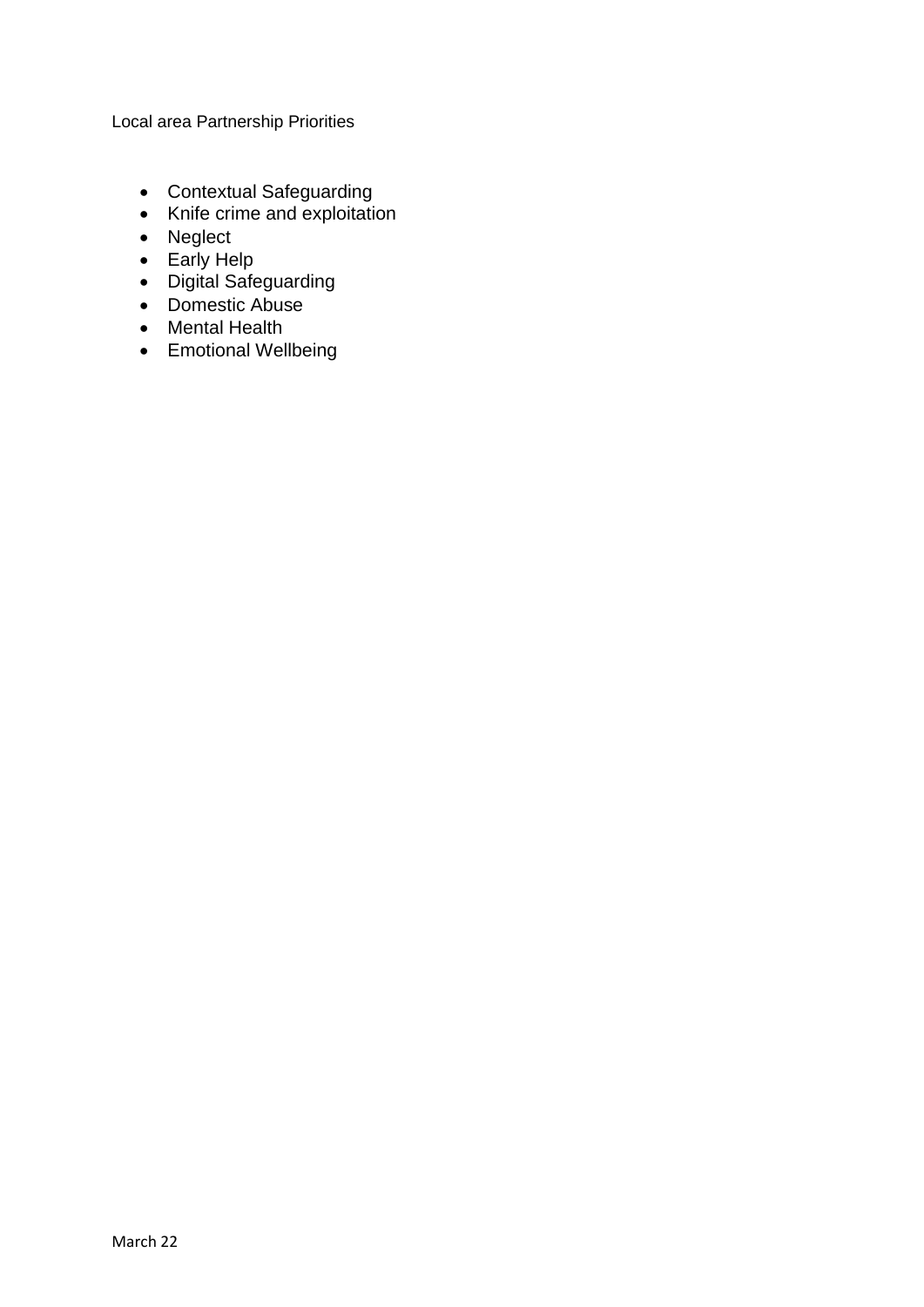Local area Partnership Priorities

- Contextual Safeguarding
- Knife crime and exploitation
- Neglect
- Early Help
- Digital Safeguarding
- Domestic Abuse
- Mental Health
- Emotional Wellbeing